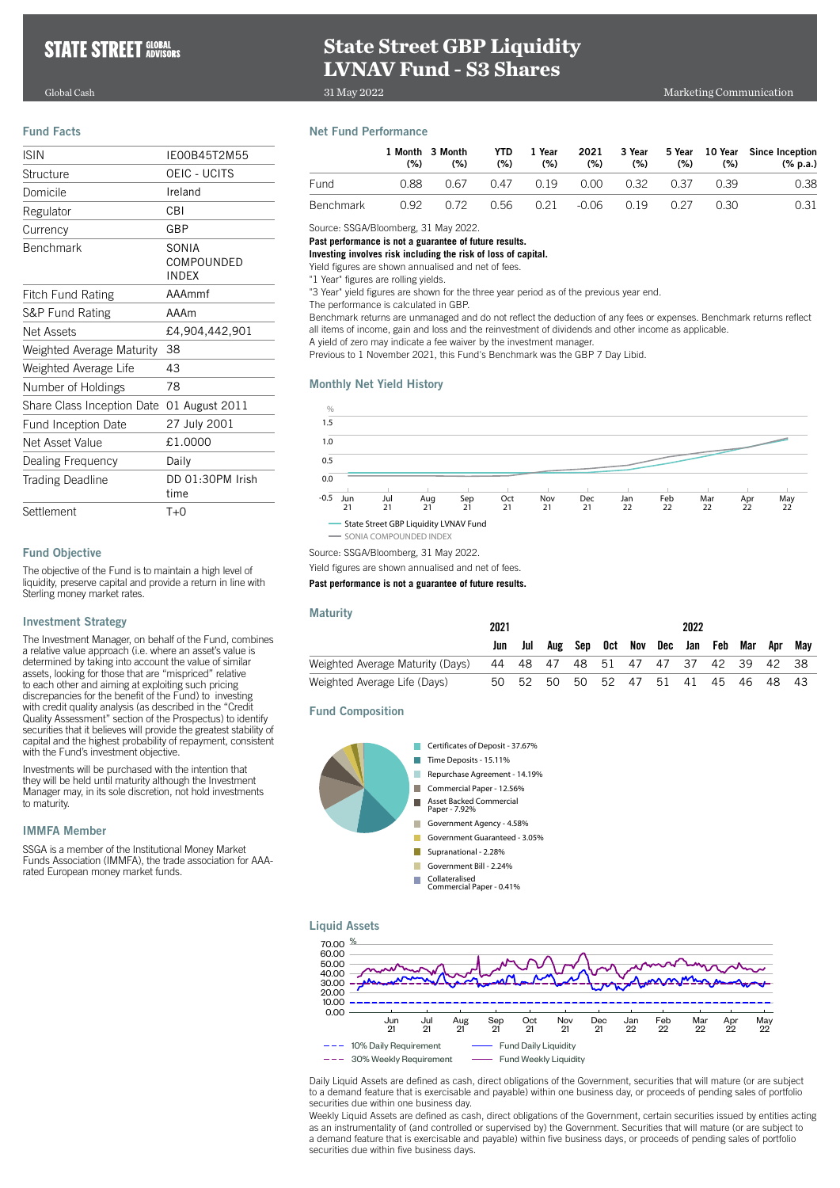# State Street GBP Liquidity LVNAV Fund - S3 Shares

Global Cash

31 May 2022

Marketing Communication

## Fund Facts

| | |
|---|---|
| ISIN | IE00B45T2M55 |
| Structure | OEIC - UCITS |
| Domicile | Ireland |
| Regulator | CBI |
| Currency | GBP |
| Benchmark | SONIA COMPOUNDED INDEX |
| Fitch Fund Rating | AAAmmf |
| S&P Fund Rating | AAAm |
| Net Assets | £4,904,442,901 |
| Weighted Average Maturity | 38 |
| Weighted Average Life | 43 |
| Number of Holdings | 78 |
| Share Class Inception Date | 01 August 2011 |
| Fund Inception Date | 27 July 2001 |
| Net Asset Value | £1.0000 |
| Dealing Frequency | Daily |
| Trading Deadline | DD 01:30PM Irish time |
| Settlement | T+0 |

## Fund Objective

The objective of the Fund is to maintain a high level of liquidity, preserve capital and provide a return in line with Sterling money market rates.

## Investment Strategy

The Investment Manager, on behalf of the Fund, combines a relative value approach (i.e. where an asset's value is determined by taking into account the value of similar assets, looking for those that are "mispriced" relative to each other and aiming at exploiting such pricing discrepancies for the benefit of the Fund) to investing with credit quality analysis (as described in the "Credit Quality Assessment" section of the Prospectus) to identify securities that it believes will provide the greatest stability of capital and the highest probability of repayment, consistent with the Fund's investment objective.

Investments will be purchased with the intention that they will be held until maturity although the Investment Manager may, in its sole discretion, not hold investments to maturity.

## IMMFA Member

SSGA is a member of the Institutional Money Market Funds Association (IMMFA), the trade association for AAA-rated European money market funds.

## Net Fund Performance

| | 1 Month (%) | 3 Month (%) | YTD (%) | 1 Year (%) | 2021 (%) | 3 Year (%) | 5 Year (%) | 10 Year (%) | Since Inception (% p.a.) |
|---|---|---|---|---|---|---|---|---|---|
| Fund | 0.88 | 0.67 | 0.47 | 0.19 | 0.00 | 0.32 | 0.37 | 0.39 | 0.38 |
| Benchmark | 0.92 | 0.72 | 0.56 | 0.21 | -0.06 | 0.19 | 0.27 | 0.30 | 0.31 |

Source: SSGA/Bloomberg, 31 May 2022.

**Past performance is not a guarantee of future results.**

**Investing involves risk including the risk of loss of capital.**

Yield figures are shown annualised and net of fees.

"1 Year" figures are rolling yields.

"3 Year" yield figures are shown for the three year period as of the previous year end.

The performance is calculated in GBP.

Benchmark returns are unmanaged and do not reflect the deduction of any fees or expenses. Benchmark returns reflect all items of income, gain and loss and the reinvestment of dividends and other income as applicable.

A yield of zero may indicate a fee waiver by the investment manager.

Previous to 1 November 2021, this Fund's Benchmark was the GBP 7 Day Libid.

## Monthly Net Yield History

Legend: State Street GBP Liquidity LVNAV Fund; SONIA COMPOUNDED INDEX

Source: SSGA/Bloomberg, 31 May 2022.

Yield figures are shown annualised and net of fees.

**Past performance is not a guarantee of future results.**

## Maturity

| | 2021 Jun | Jul | Aug | Sep | Oct | Nov | Dec | 2022 Jan | Feb | Mar | Apr | May |
|---|---|---|---|---|---|---|---|---|---|---|---|---|
| Weighted Average Maturity (Days) | 44 | 48 | 47 | 48 | 51 | 47 | 47 | 37 | 42 | 39 | 42 | 38 |
| Weighted Average Life (Days) | 50 | 52 | 50 | 50 | 52 | 47 | 51 | 41 | 45 | 46 | 48 | 43 |

## Fund Composition

- Certificates of Deposit - 37.67%
- Time Deposits - 15.11%
- Repurchase Agreement - 14.19%
- Commercial Paper - 12.56%
- Asset Backed Commercial Paper - 7.92%
- Government Agency - 4.58%
- Government Guaranteed - 3.05%
- Supranational - 2.28%
- Government Bill - 2.24%
- Collateralised Commercial Paper - 0.41%

## Liquid Assets

Legend: 10% Daily Requirement; 30% Weekly Requirement; Fund Daily Liquidity; Fund Weekly Liquidity

Daily Liquid Assets are defined as cash, direct obligations of the Government, securities that will mature (or are subject to a demand feature that is exercisable and payable) within one business day, or proceeds of pending sales of portfolio securities due within one business day.

Weekly Liquid Assets are defined as cash, direct obligations of the Government, certain securities issued by entities acting as an instrumentality of (and controlled or supervised by) the Government. Securities that will mature (or are subject to a demand feature that is exercisable and payable) within five business days, or proceeds of pending sales of portfolio securities due within five business days.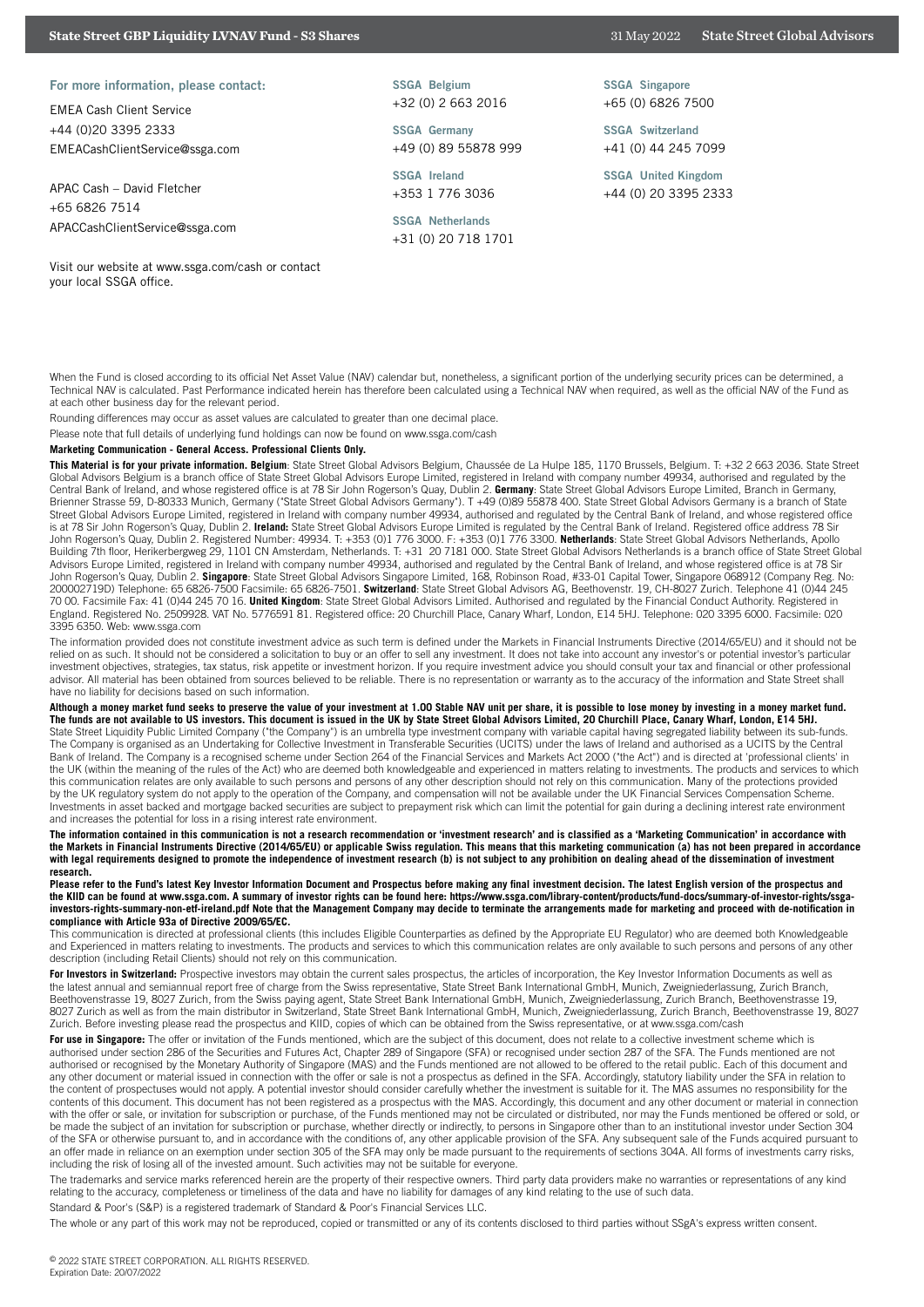**For more information, please contact:**

EMEA Cash Client Service
+44 (0)20 3395 2333
EMEACashClientService@ssga.com

APAC Cash – David Fletcher
+65 6826 7514
APACCashClientService@ssga.com

Visit our website at www.ssga.com/cash or contact your local SSGA office.

**SSGA Belgium**
+32 (0) 2 663 2016

**SSGA Germany**
+49 (0) 89 55878 999

**SSGA Ireland**
+353 1 776 3036

**SSGA Netherlands**
+31 (0) 20 718 1701

**SSGA Singapore**
+65 (0) 6826 7500

**SSGA Switzerland**
+41 (0) 44 245 7099

**SSGA United Kingdom**
+44 (0) 20 3395 2333

When the Fund is closed according to its official Net Asset Value (NAV) calendar but, nonetheless, a significant portion of the underlying security prices can be determined, a Technical NAV is calculated. Past Performance indicated herein has therefore been calculated using a Technical NAV when required, as well as the official NAV of the Fund as at each other business day for the relevant period.

Rounding differences may occur as asset values are calculated to greater than one decimal place.

Please note that full details of underlying fund holdings can now be found on www.ssga.com/cash

**Marketing Communication - General Access. Professional Clients Only.**

**This Material is for your private information. Belgium**: State Street Global Advisors Belgium, Chaussée de La Hulpe 185, 1170 Brussels, Belgium. T: +32 2 663 2036. State Street Global Advisors Belgium is a branch office of State Street Global Advisors Europe Limited, registered in Ireland with company number 49934, authorised and regulated by the Central Bank of Ireland, and whose registered office is at 78 Sir John Rogerson's Quay, Dublin 2. **Germany**: State Street Global Advisors Europe Limited, Branch in Germany, Brienner Strasse 59, D-80333 Munich, Germany ("State Street Global Advisors Germany"). T +49 (0)89 55878 400. State Street Global Advisors Germany is a branch of State Street Global Advisors Europe Limited, registered in Ireland with company number 49934, authorised and regulated by the Central Bank of Ireland, and whose registered office is at 78 Sir John Rogerson's Quay, Dublin 2. **Ireland:** State Street Global Advisors Europe Limited is regulated by the Central Bank of Ireland. Registered office address 78 Sir John Rogerson's Quay, Dublin 2. Registered Number: 49934. T: +353 (0)1 776 3000. F: +353 (0)1 776 3300. **Netherlands**: State Street Global Advisors Netherlands, Apollo Building 7th floor, Herikerbergweg 29, 1101 CN Amsterdam, Netherlands. T: +31 20 7181 000. State Street Global Advisors Netherlands is a branch office of State Street Global Advisors Europe Limited, registered in Ireland with company number 49934, authorised and regulated by the Central Bank of Ireland, and whose registered office is at 78 Sir John Rogerson's Quay, Dublin 2. **Singapore**: State Street Global Advisors Singapore Limited, 168, Robinson Road, #33-01 Capital Tower, Singapore 068912 (Company Reg. No: 200002719D) Telephone: 65 6826-7500 Facsimile: 65 6826-7501. **Switzerland**: State Street Global Advisors AG, Beethovenstr. 19, CH-8027 Zurich. Telephone 41 (0)44 245 70 00. Facsimile Fax: 41 (0)44 245 70 16. **United Kingdom**: State Street Global Advisors Limited. Authorised and regulated by the Financial Conduct Authority. Registered in England. Registered No. 2509928. VAT No. 5776591 81. Registered office: 20 Churchill Place, Canary Wharf, London, E14 5HJ. Telephone: 020 3395 6000. Facsimile: 020 3395 6350. Web: www.ssga.com

The information provided does not constitute investment advice as such term is defined under the Markets in Financial Instruments Directive (2014/65/EU) and it should not be relied on as such. It should not be considered a solicitation to buy or an offer to sell any investment. It does not take into account any investor's or potential investor's particular investment objectives, strategies, tax status, risk appetite or investment horizon. If you require investment advice you should consult your tax and financial or other professional advisor. All material has been obtained from sources believed to be reliable. There is no representation or warranty as to the accuracy of the information and State Street shall have no liability for decisions based on such information.

**Although a money market fund seeks to preserve the value of your investment at 1.00 Stable NAV unit per share, it is possible to lose money by investing in a money market fund. The funds are not available to US investors. This document is issued in the UK by State Street Global Advisors Limited, 20 Churchill Place, Canary Wharf, London, E14 5HJ.** State Street Liquidity Public Limited Company ("the Company") is an umbrella type investment company with variable capital having segregated liability between its sub-funds. The Company is organised as an Undertaking for Collective Investment in Transferable Securities (UCITS) under the laws of Ireland and authorised as a UCITS by the Central Bank of Ireland. The Company is a recognised scheme under Section 264 of the Financial Services and Markets Act 2000 ("the Act") and is directed at 'professional clients' in the UK (within the meaning of the rules of the Act) who are deemed both knowledgeable and experienced in matters relating to investments. The products and services to which this communication relates are only available to such persons and persons of any other description should not rely on this communication. Many of the protections provided by the UK regulatory system do not apply to the operation of the Company, and compensation will not be available under the UK Financial Services Compensation Scheme. Investments in asset backed and mortgage backed securities are subject to prepayment risk which can limit the potential for gain during a declining interest rate environment and increases the potential for loss in a rising interest rate environment.

**The information contained in this communication is not a research recommendation or 'investment research' and is classified as a 'Marketing Communication' in accordance with the Markets in Financial Instruments Directive (2014/65/EU) or applicable Swiss regulation. This means that this marketing communication (a) has not been prepared in accordance with legal requirements designed to promote the independence of investment research (b) is not subject to any prohibition on dealing ahead of the dissemination of investment research.**

**Please refer to the Fund's latest Key Investor Information Document and Prospectus before making any final investment decision. The latest English version of the prospectus and the KIID can be found at www.ssga.com. A summary of investor rights can be found here: https://www.ssga.com/library-content/products/fund-docs/summary-of-investor-rights/ssga-investors-rights-summary-non-etf-ireland.pdf Note that the Management Company may decide to terminate the arrangements made for marketing and proceed with de-notification in compliance with Article 93a of Directive 2009/65/EC.**

This communication is directed at professional clients (this includes Eligible Counterparties as defined by the Appropriate EU Regulator) who are deemed both Knowledgeable and Experienced in matters relating to investments. The products and services to which this communication relates are only available to such persons and persons of any other description (including Retail Clients) should not rely on this communication.

**For Investors in Switzerland:** Prospective investors may obtain the current sales prospectus, the articles of incorporation, the Key Investor Information Documents as well as the latest annual and semiannual report free of charge from the Swiss representative, State Street Bank International GmbH, Munich, Zweigniederlassung, Zurich Branch, Beethovenstrasse 19, 8027 Zurich, from the Swiss paying agent, State Street Bank International GmbH, Munich, Zweigniederlassung, Zurich Branch, Beethovenstrasse 19, 8027 Zurich as well as from the main distributor in Switzerland, State Street Bank International GmbH, Munich, Zweigniederlassung, Zurich Branch, Beethovenstrasse 19, 8027 Zurich. Before investing please read the prospectus and KIID, copies of which can be obtained from the Swiss representative, or at www.ssga.com/cash

**For use in Singapore:** The offer or invitation of the Funds mentioned, which are the subject of this document, does not relate to a collective investment scheme which is authorised under section 286 of the Securities and Futures Act, Chapter 289 of Singapore (SFA) or recognised under section 287 of the SFA. The Funds mentioned are not authorised or recognised by the Monetary Authority of Singapore (MAS) and the Funds mentioned are not allowed to be offered to the retail public. Each of this document and any other document or material issued in connection with the offer or sale is not a prospectus as defined in the SFA. Accordingly, statutory liability under the SFA in relation to the content of prospectuses would not apply. A potential investor should consider carefully whether the investment is suitable for it. The MAS assumes no responsibility for the contents of this document. This document has not been registered as a prospectus with the MAS. Accordingly, this document and any other document or material in connection with the offer or sale, or invitation for subscription or purchase, of the Funds mentioned may not be circulated or distributed, nor may the Funds mentioned be offered or sold, or be made the subject of an invitation for subscription or purchase, whether directly or indirectly, to persons in Singapore other than to an institutional investor under Section 304 of the SFA or otherwise pursuant to, and in accordance with the conditions of, any other applicable provision of the SFA. Any subsequent sale of the Funds acquired pursuant to an offer made in reliance on an exemption under section 305 of the SFA may only be made pursuant to the requirements of sections 304A. All forms of investments carry risks, including the risk of losing all of the invested amount. Such activities may not be suitable for everyone.

The trademarks and service marks referenced herein are the property of their respective owners. Third party data providers make no warranties or representations of any kind relating to the accuracy, completeness or timeliness of the data and have no liability for damages of any kind relating to the use of such data.

Standard & Poor's (S&P) is a registered trademark of Standard & Poor's Financial Services LLC.

The whole or any part of this work may not be reproduced, copied or transmitted or any of its contents disclosed to third parties without SSgA's express written consent.

© 2022 STATE STREET CORPORATION. ALL RIGHTS RESERVED.
Expiration Date: 20/07/2022